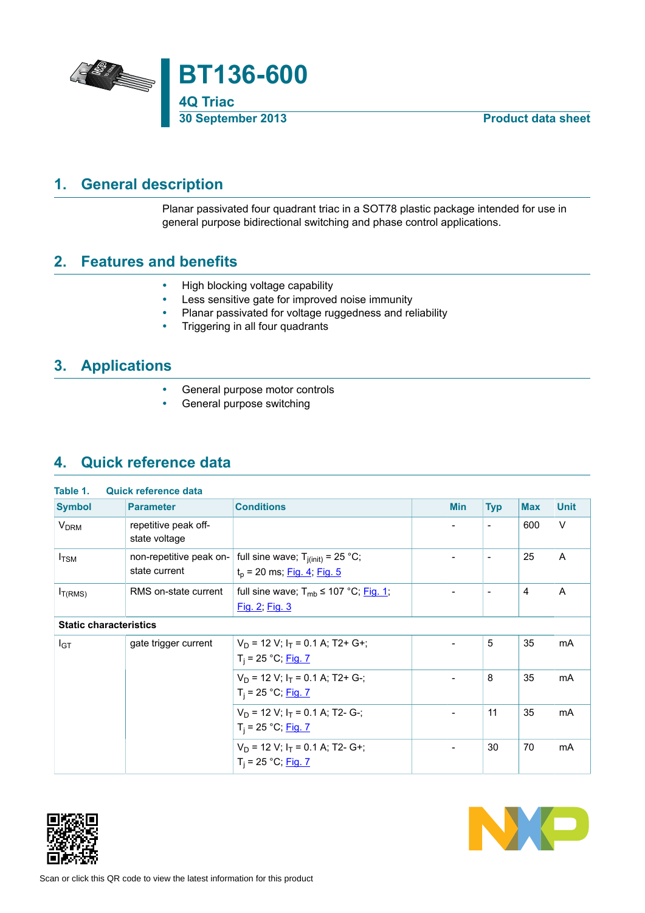# BT136-600

## 4Q Triac

30 September 2013 — Product data sheet

## 1. General description

Planar passivated four quadrant triac in a SOT78 plastic package intended for use in general purpose bidirectional switching and phase control applications.

## 2. Features and benefits

- High blocking voltage capability
- Less sensitive gate for improved noise immunity
- Planar passivated for voltage ruggedness and reliability
- Triggering in all four quadrants

## 3. Applications

- General purpose motor controls
- General purpose switching

## 4. Quick reference data

**Table 1. Quick reference data**

| Symbol | Parameter | Conditions | Min | Typ | Max | Unit |
|---|---|---|---|---|---|---|
| $V_{DRM}$ | repetitive peak off-state voltage | | - | - | 600 | V |
| $I_{TSM}$ | non-repetitive peak on-state current | full sine wave; $T_{j(init)}$ = 25 °C; $t_p$ = 20 ms; Fig. 4; Fig. 5 | - | - | 25 | A |
| $I_{T(RMS)}$ | RMS on-state current | full sine wave; $T_{mb}$ ≤ 107 °C; Fig. 1; Fig. 2; Fig. 3 | - | - | 4 | A |
| **Static characteristics** | | | | | | |
| $I_{GT}$ | gate trigger current | $V_D$ = 12 V; $I_T$ = 0.1 A; T2+ G+; $T_j$ = 25 °C; Fig. 7 | - | 5 | 35 | mA |
| | | $V_D$ = 12 V; $I_T$ = 0.1 A; T2+ G-; $T_j$ = 25 °C; Fig. 7 | - | 8 | 35 | mA |
| | | $V_D$ = 12 V; $I_T$ = 0.1 A; T2- G-; $T_j$ = 25 °C; Fig. 7 | - | 11 | 35 | mA |
| | | $V_D$ = 12 V; $I_T$ = 0.1 A; T2- G+; $T_j$ = 25 °C; Fig. 7 | - | 30 | 70 | mA |

Scan or click this QR code to view the latest information for this product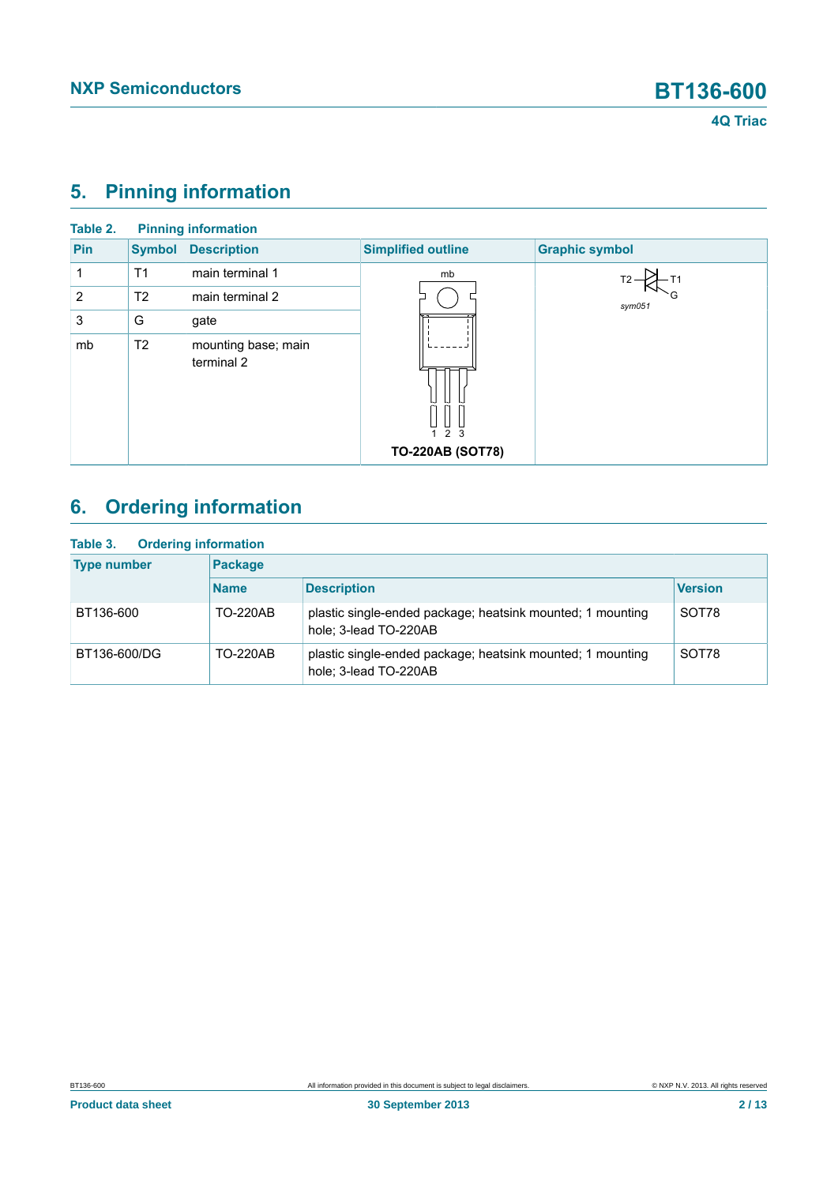## 5. Pinning information

**Table 2. Pinning information**

| Pin | Symbol | Description | Simplified outline | Graphic symbol |
|---|---|---|---|---|
| 1 | T1 | main terminal 1 | TO-220AB (SOT78) | sym051 |
| 2 | T2 | main terminal 2 | | |
| 3 | G | gate | | |
| mb | T2 | mounting base; main terminal 2 | | |

## 6. Ordering information

**Table 3. Ordering information**

| Type number | Package | | |
|---|---|---|---|
| | Name | Description | Version |
| BT136-600 | TO-220AB | plastic single-ended package; heatsink mounted; 1 mounting hole; 3-lead TO-220AB | SOT78 |
| BT136-600/DG | TO-220AB | plastic single-ended package; heatsink mounted; 1 mounting hole; 3-lead TO-220AB | SOT78 |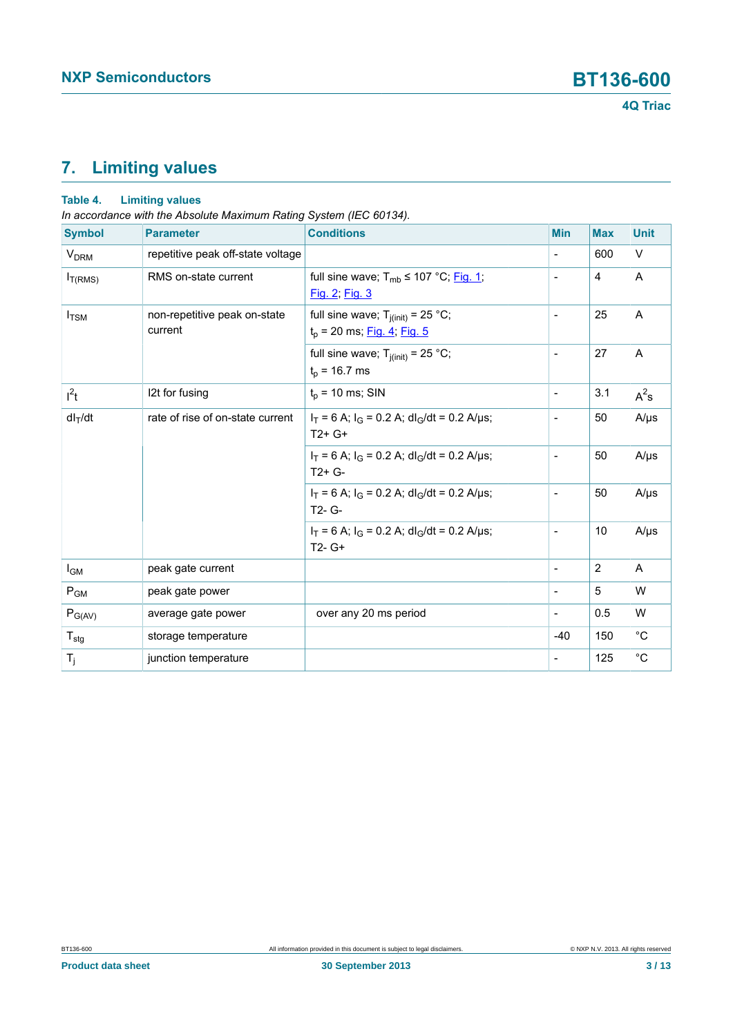# 7. Limiting values

**Table 4. Limiting values**

*In accordance with the Absolute Maximum Rating System (IEC 60134).*

| Symbol | Parameter | Conditions | Min | Max | Unit |
|---|---|---|---|---|---|
| $V_{DRM}$ | repetitive peak off-state voltage | | - | 600 | V |
| $I_{T(RMS)}$ | RMS on-state current | full sine wave; $T_{mb} \leq 107$ °C; Fig. 1; Fig. 2; Fig. 3 | - | 4 | A |
| $I_{TSM}$ | non-repetitive peak on-state current | full sine wave; $T_{j(init)} = 25$ °C; $t_p = 20$ ms; Fig. 4; Fig. 5 | - | 25 | A |
| | | full sine wave; $T_{j(init)} = 25$ °C; $t_p = 16.7$ ms | - | 27 | A |
| $I^2t$ | I2t for fusing | $t_p = 10$ ms; SIN | - | 3.1 | $A^2s$ |
| $dI_T/dt$ | rate of rise of on-state current | $I_T = 6$ A; $I_G = 0.2$ A; $dI_G/dt = 0.2$ A/µs; T2+ G+ | - | 50 | A/µs |
| | | $I_T = 6$ A; $I_G = 0.2$ A; $dI_G/dt = 0.2$ A/µs; T2+ G- | - | 50 | A/µs |
| | | $I_T = 6$ A; $I_G = 0.2$ A; $dI_G/dt = 0.2$ A/µs; T2- G- | - | 50 | A/µs |
| | | $I_T = 6$ A; $I_G = 0.2$ A; $dI_G/dt = 0.2$ A/µs; T2- G+ | - | 10 | A/µs |
| $I_{GM}$ | peak gate current | | - | 2 | A |
| $P_{GM}$ | peak gate power | | - | 5 | W |
| $P_{G(AV)}$ | average gate power | over any 20 ms period | - | 0.5 | W |
| $T_{stg}$ | storage temperature | | -40 | 150 | °C |
| $T_j$ | junction temperature | | - | 125 | °C |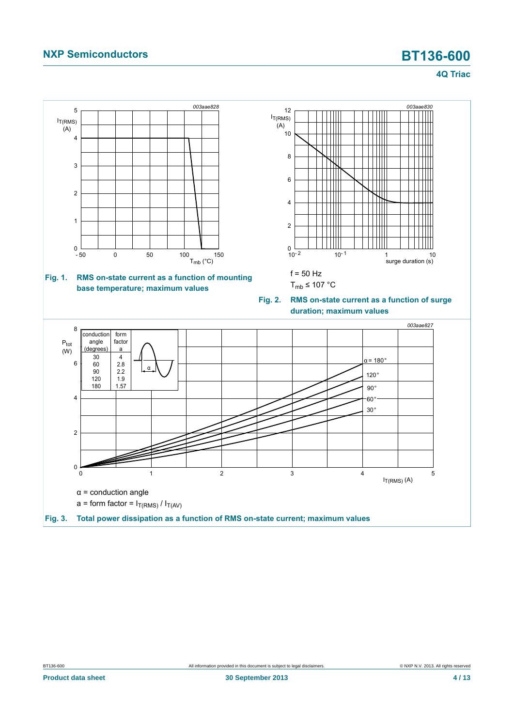003aae828

Fig. 1. RMS on-state current as a function of mounting base temperature; maximum values

003aae830

f = 50 Hz

$T_{mb} \leq 107$ °C

Fig. 2. RMS on-state current as a function of surge duration; maximum values

003aae827

| conduction angle (degrees) | form factor a |
|---|---|
| 30 | 4 |
| 60 | 2.8 |
| 90 | 2.2 |
| 120 | 1.9 |
| 180 | 1.57 |

α = conduction angle

a = form factor = $I_{T(RMS)} / I_{T(AV)}$

Fig. 3. Total power dissipation as a function of RMS on-state current; maximum values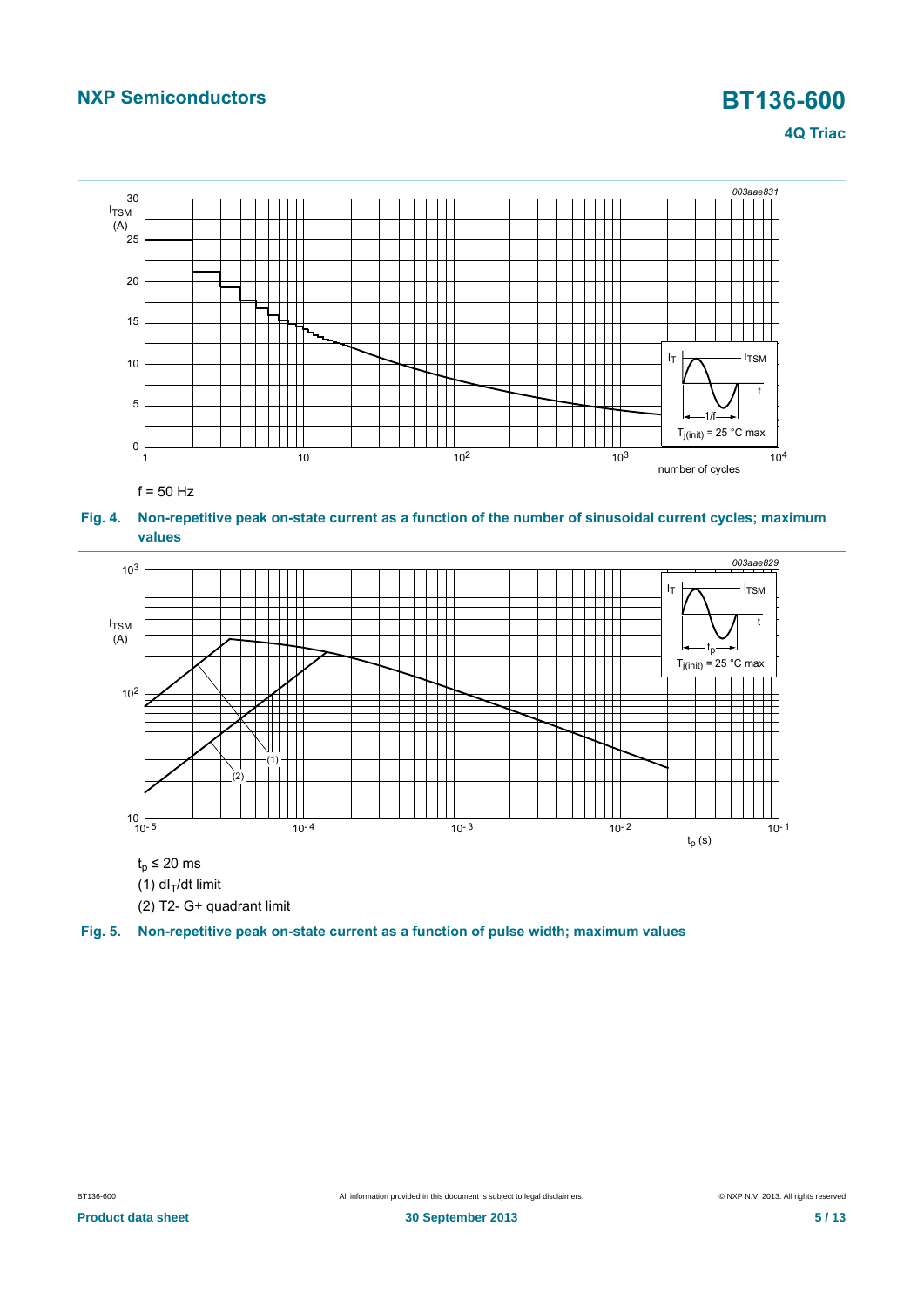f = 50 Hz

**Fig. 4. Non-repetitive peak on-state current as a function of the number of sinusoidal current cycles; maximum values**

$t_p \leq 20$ ms

(1) $dI_T/dt$ limit

(2) T2- G+ quadrant limit

**Fig. 5. Non-repetitive peak on-state current as a function of pulse width; maximum values**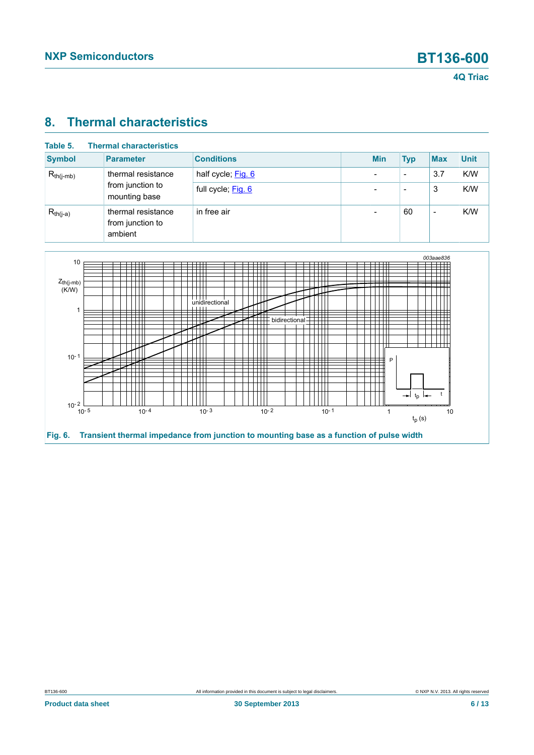## 8. Thermal characteristics

**Table 5. Thermal characteristics**

| Symbol | Parameter | Conditions | Min | Typ | Max | Unit |
|---|---|---|---|---|---|---|
| $R_{th(j-mb)}$ | thermal resistance from junction to mounting base | half cycle; Fig. 6 | - | - | 3.7 | K/W |
| | | full cycle; Fig. 6 | - | - | 3 | K/W |
| $R_{th(j-a)}$ | thermal resistance from junction to ambient | in free air | - | 60 | - | K/W |

**Fig. 6. Transient thermal impedance from junction to mounting base as a function of pulse width**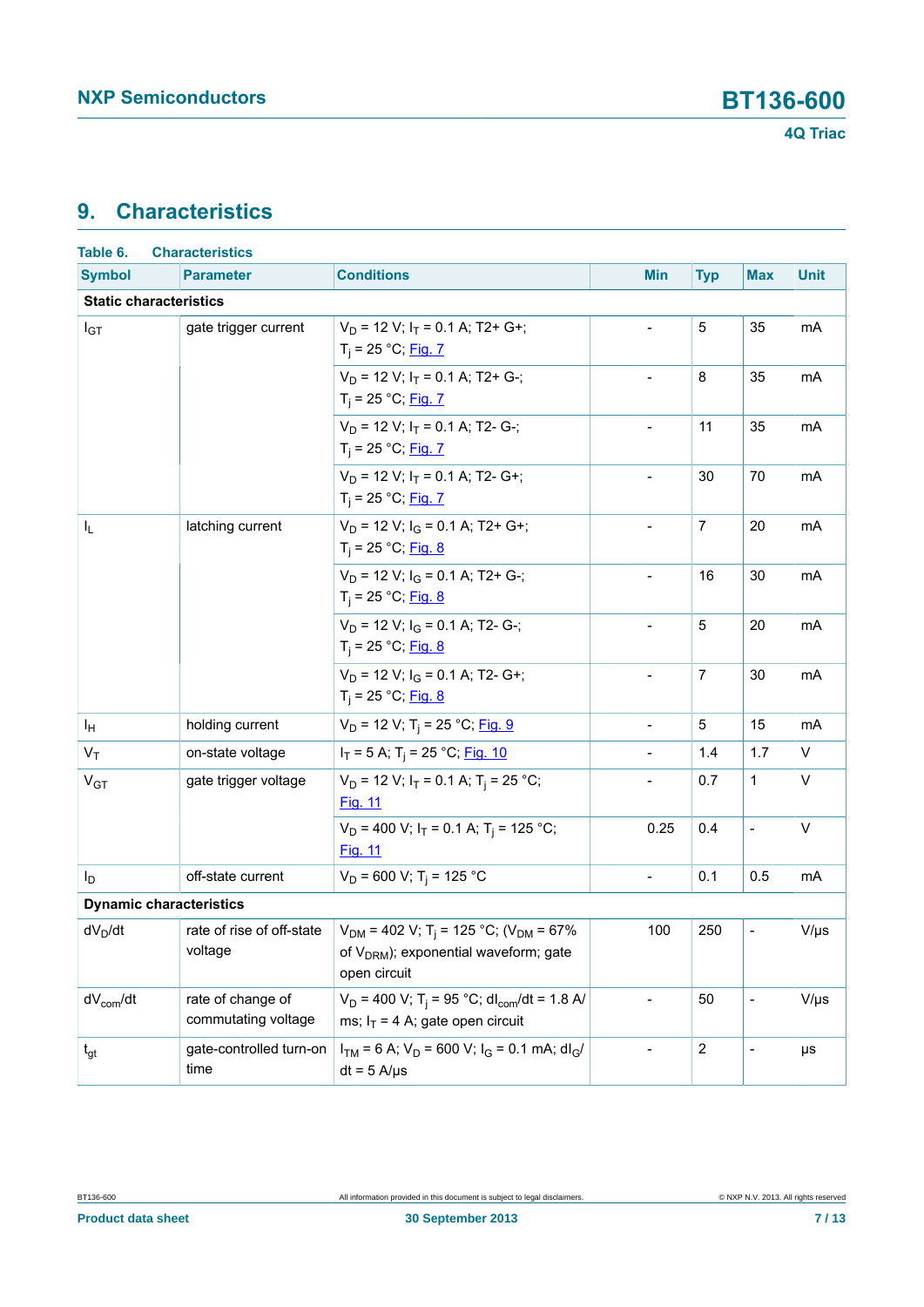## 9. Characteristics

**Table 6. Characteristics**

| Symbol | Parameter | Conditions | Min | Typ | Max | Unit |
|---|---|---|---|---|---|---|
| **Static characteristics** | | | | | | |
| $I_{GT}$ | gate trigger current | $V_D$ = 12 V; $I_T$ = 0.1 A; T2+ G+; $T_j$ = 25 °C; Fig. 7 | - | 5 | 35 | mA |
| | | $V_D$ = 12 V; $I_T$ = 0.1 A; T2+ G-; $T_j$ = 25 °C; Fig. 7 | - | 8 | 35 | mA |
| | | $V_D$ = 12 V; $I_T$ = 0.1 A; T2- G-; $T_j$ = 25 °C; Fig. 7 | - | 11 | 35 | mA |
| | | $V_D$ = 12 V; $I_T$ = 0.1 A; T2- G+; $T_j$ = 25 °C; Fig. 7 | - | 30 | 70 | mA |
| $I_L$ | latching current | $V_D$ = 12 V; $I_G$ = 0.1 A; T2+ G+; $T_j$ = 25 °C; Fig. 8 | - | 7 | 20 | mA |
| | | $V_D$ = 12 V; $I_G$ = 0.1 A; T2+ G-; $T_j$ = 25 °C; Fig. 8 | - | 16 | 30 | mA |
| | | $V_D$ = 12 V; $I_G$ = 0.1 A; T2- G-; $T_j$ = 25 °C; Fig. 8 | - | 5 | 20 | mA |
| | | $V_D$ = 12 V; $I_G$ = 0.1 A; T2- G+; $T_j$ = 25 °C; Fig. 8 | - | 7 | 30 | mA |
| $I_H$ | holding current | $V_D$ = 12 V; $T_j$ = 25 °C; Fig. 9 | - | 5 | 15 | mA |
| $V_T$ | on-state voltage | $I_T$ = 5 A; $T_j$ = 25 °C; Fig. 10 | - | 1.4 | 1.7 | V |
| $V_{GT}$ | gate trigger voltage | $V_D$ = 12 V; $I_T$ = 0.1 A; $T_j$ = 25 °C; Fig. 11 | - | 0.7 | 1 | V |
| | | $V_D$ = 400 V; $I_T$ = 0.1 A; $T_j$ = 125 °C; Fig. 11 | 0.25 | 0.4 | - | V |
| $I_D$ | off-state current | $V_D$ = 600 V; $T_j$ = 125 °C | - | 0.1 | 0.5 | mA |
| **Dynamic characteristics** | | | | | | |
| $dV_D/dt$ | rate of rise of off-state voltage | $V_{DM}$ = 402 V; $T_j$ = 125 °C; ($V_{DM}$ = 67% of $V_{DRM}$); exponential waveform; gate open circuit | 100 | 250 | - | V/µs |
| $dV_{com}/dt$ | rate of change of commutating voltage | $V_D$ = 400 V; $T_j$ = 95 °C; $dI_{com}/dt$ = 1.8 A/ms; $I_T$ = 4 A; gate open circuit | - | 50 | - | V/µs |
| $t_{gt}$ | gate-controlled turn-on time | $I_{TM}$ = 6 A; $V_D$ = 600 V; $I_G$ = 0.1 mA; $dI_G/dt$ = 5 A/µs | - | 2 | - | µs |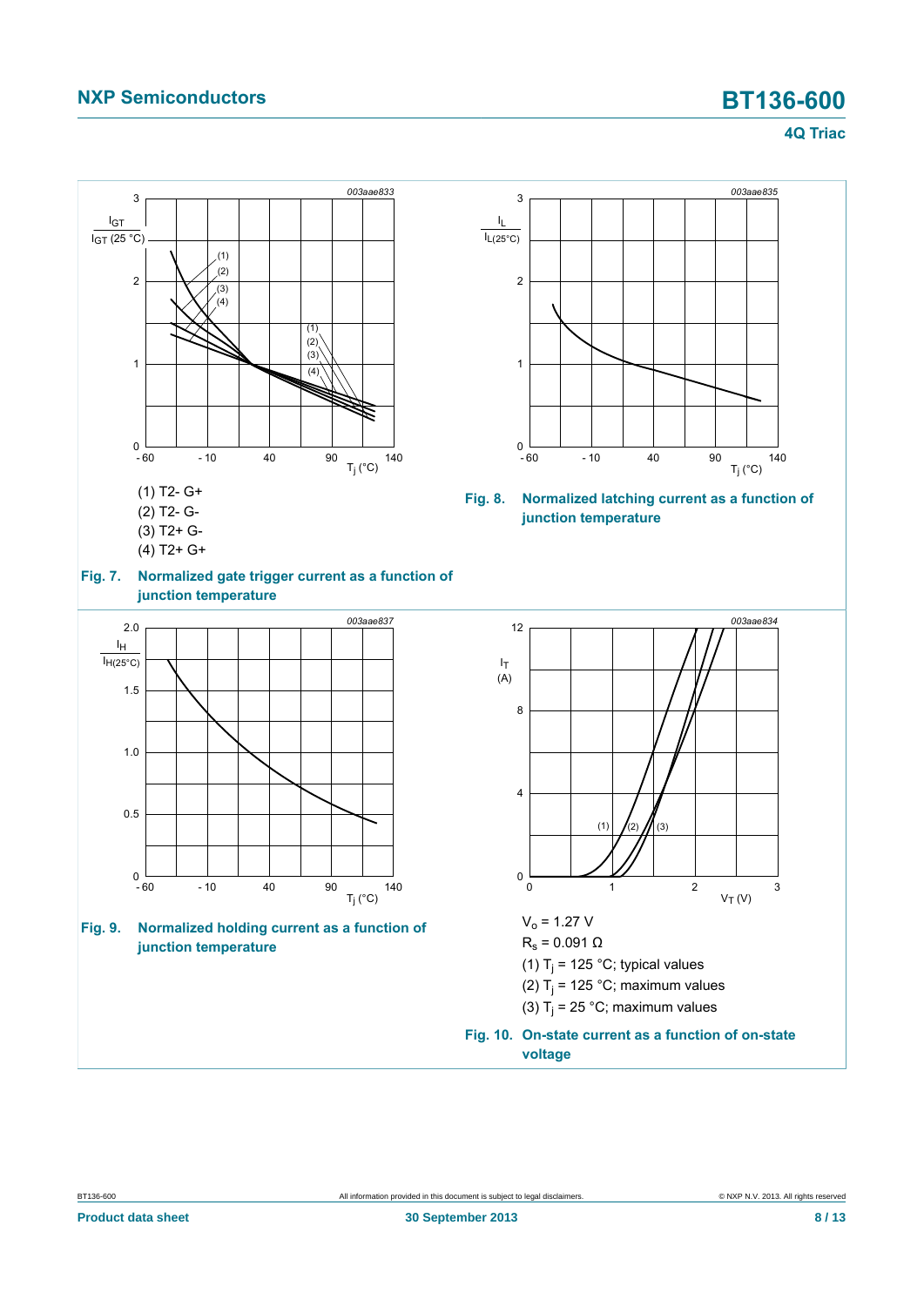(1) T2- G+

(2) T2- G-

(3) T2+ G-

(4) T2+ G+

**Fig. 7. Normalized gate trigger current as a function of junction temperature**

**Fig. 8. Normalized latching current as a function of junction temperature**

**Fig. 9. Normalized holding current as a function of junction temperature**

$V_o$ = 1.27 V

$R_s$ = 0.091 Ω

(1) $T_j$ = 125 °C; typical values

(2) $T_j$ = 125 °C; maximum values

(3) $T_j$ = 25 °C; maximum values

**Fig. 10. On-state current as a function of on-state voltage**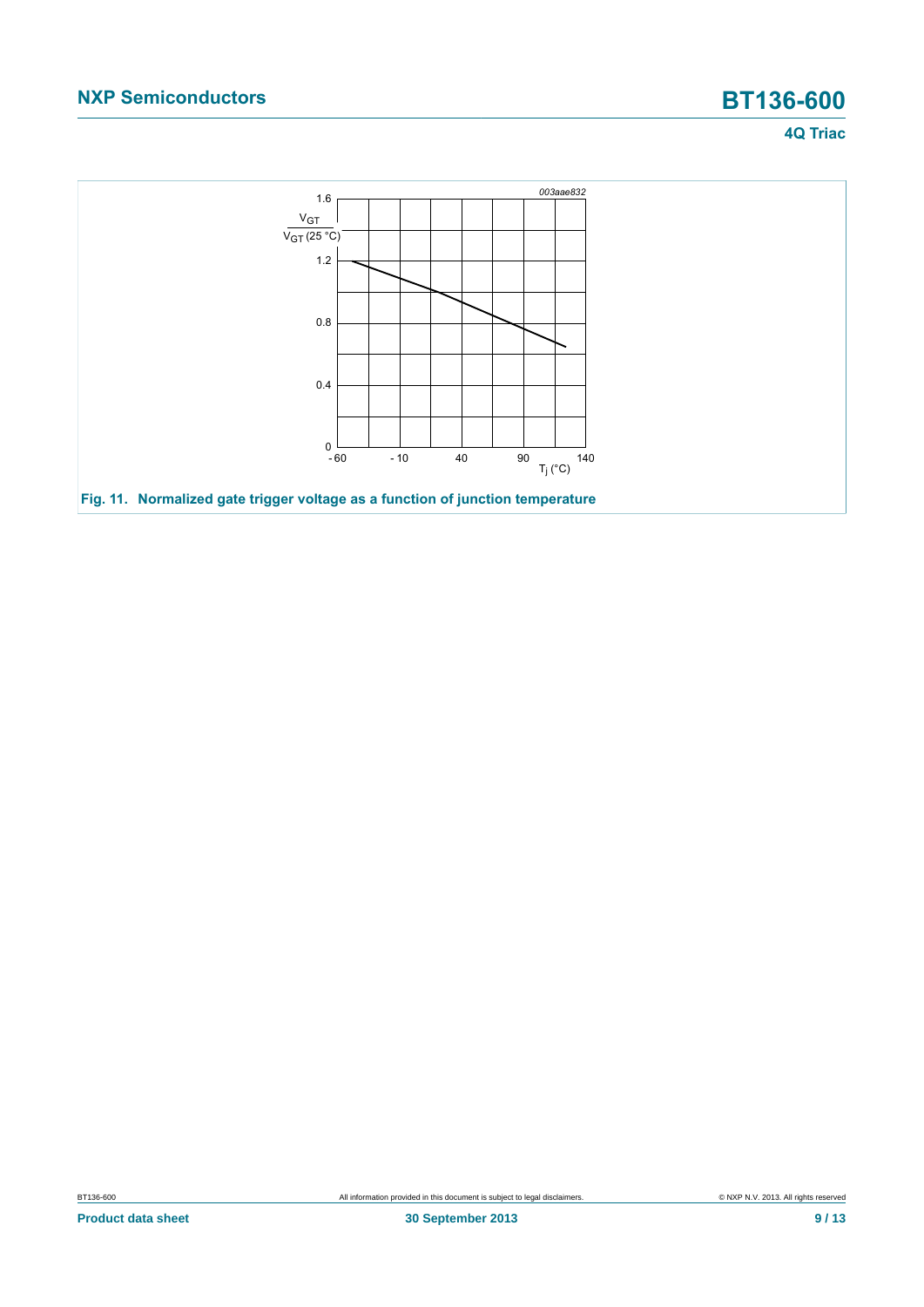Fig. 11. Normalized gate trigger voltage as a function of junction temperature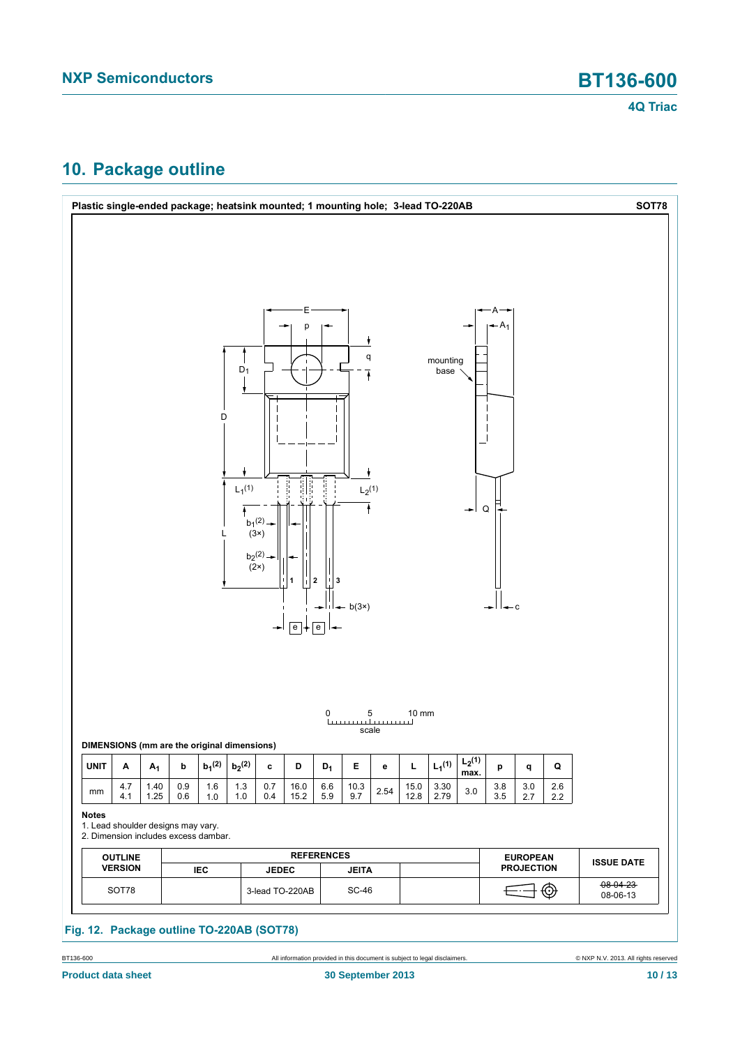## 10. Package outline

**Plastic single-ended package; heatsink mounted; 1 mounting hole; 3-lead TO-220AB** **SOT78**

**DIMENSIONS (mm are the original dimensions)**

| UNIT | A | $A_1$ | b | $b_1$(2) | $b_2$(2) | c | D | $D_1$ | E | e | L | $L_1$(1) | $L_2$(1) max. | p | q | Q |
|---|---|---|---|---|---|---|---|---|---|---|---|---|---|---|---|---|
| mm | 4.7<br>4.1 | 1.40<br>1.25 | 0.9<br>0.6 | 1.6<br>1.0 | 1.3<br>1.0 | 0.7<br>0.4 | 16.0<br>15.2 | 6.6<br>5.9 | 10.3<br>9.7 | 2.54 | 15.0<br>12.8 | 3.30<br>2.79 | 3.0 | 3.8<br>3.5 | 3.0<br>2.7 | 2.6<br>2.2 |

**Notes**

1. Lead shoulder designs may vary.
2. Dimension includes excess dambar.

| OUTLINE VERSION | REFERENCES | | | | EUROPEAN PROJECTION | ISSUE DATE |
|---|---|---|---|---|---|---|
| | IEC | JEDEC | JEITA | | | |
| SOT78 | | 3-lead TO-220AB | SC-46 | | | ~~08-04-23~~<br>08-06-13 |

**Fig. 12. Package outline TO-220AB (SOT78)**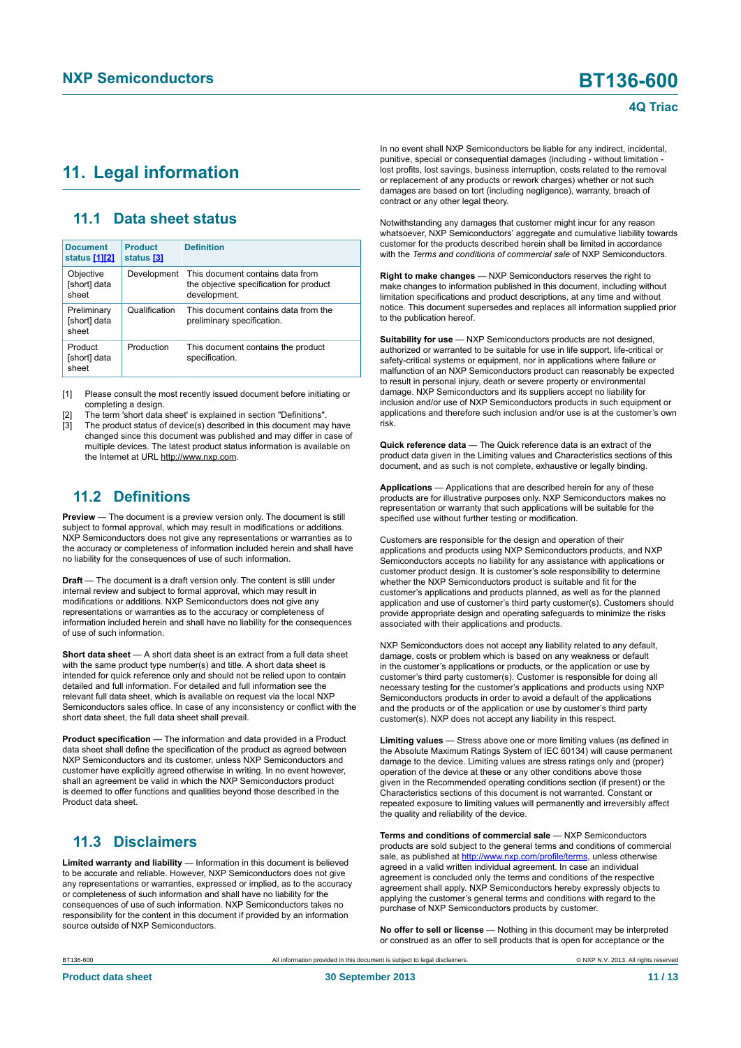## 11. Legal information

### 11.1 Data sheet status

| Document status [1][2] | Product status [3] | Definition |
|---|---|---|
| Objective [short] data sheet | Development | This document contains data from the objective specification for product development. |
| Preliminary [short] data sheet | Qualification | This document contains data from the preliminary specification. |
| Product [short] data sheet | Production | This document contains the product specification. |

[1] Please consult the most recently issued document before initiating or completing a design.
[2] The term 'short data sheet' is explained in section "Definitions".
[3] The product status of device(s) described in this document may have changed since this document was published and may differ in case of multiple devices. The latest product status information is available on the Internet at URL http://www.nxp.com.

### 11.2 Definitions

**Preview** — The document is a preview version only. The document is still subject to formal approval, which may result in modifications or additions. NXP Semiconductors does not give any representations or warranties as to the accuracy or completeness of information included herein and shall have no liability for the consequences of use of such information.

**Draft** — The document is a draft version only. The content is still under internal review and subject to formal approval, which may result in modifications or additions. NXP Semiconductors does not give any representations or warranties as to the accuracy or completeness of information included herein and shall have no liability for the consequences of use of such information.

**Short data sheet** — A short data sheet is an extract from a full data sheet with the same product type number(s) and title. A short data sheet is intended for quick reference only and should not be relied upon to contain detailed and full information. For detailed and full information see the relevant full data sheet, which is available on request via the local NXP Semiconductors sales office. In case of any inconsistency or conflict with the short data sheet, the full data sheet shall prevail.

**Product specification** — The information and data provided in a Product data sheet shall define the specification of the product as agreed between NXP Semiconductors and its customer, unless NXP Semiconductors and customer have explicitly agreed otherwise in writing. In no event however, shall an agreement be valid in which the NXP Semiconductors product is deemed to offer functions and qualities beyond those described in the Product data sheet.

### 11.3 Disclaimers

**Limited warranty and liability** — Information in this document is believed to be accurate and reliable. However, NXP Semiconductors does not give any representations or warranties, expressed or implied, as to the accuracy or completeness of such information and shall have no liability for the consequences of use of such information. NXP Semiconductors takes no responsibility for the content in this document if provided by an information source outside of NXP Semiconductors.

In no event shall NXP Semiconductors be liable for any indirect, incidental, punitive, special or consequential damages (including - without limitation - lost profits, lost savings, business interruption, costs related to the removal or replacement of any products or rework charges) whether or not such damages are based on tort (including negligence), warranty, breach of contract or any other legal theory.

Notwithstanding any damages that customer might incur for any reason whatsoever, NXP Semiconductors' aggregate and cumulative liability towards customer for the products described herein shall be limited in accordance with the *Terms and conditions of commercial sale* of NXP Semiconductors.

**Right to make changes** — NXP Semiconductors reserves the right to make changes to information published in this document, including without limitation specifications and product descriptions, at any time and without notice. This document supersedes and replaces all information supplied prior to the publication hereof.

**Suitability for use** — NXP Semiconductors products are not designed, authorized or warranted to be suitable for use in life support, life-critical or safety-critical systems or equipment, nor in applications where failure or malfunction of an NXP Semiconductors product can reasonably be expected to result in personal injury, death or severe property or environmental damage. NXP Semiconductors and its suppliers accept no liability for inclusion and/or use of NXP Semiconductors products in such equipment or applications and therefore such inclusion and/or use is at the customer's own risk.

**Quick reference data** — The Quick reference data is an extract of the product data given in the Limiting values and Characteristics sections of this document, and as such is not complete, exhaustive or legally binding.

**Applications** — Applications that are described herein for any of these products are for illustrative purposes only. NXP Semiconductors makes no representation or warranty that such applications will be suitable for the specified use without further testing or modification.

Customers are responsible for the design and operation of their applications and products using NXP Semiconductors products, and NXP Semiconductors accepts no liability for any assistance with applications or customer product design. It is customer's sole responsibility to determine whether the NXP Semiconductors product is suitable and fit for the customer's applications and products planned, as well as for the planned application and use of customer's third party customer(s). Customers should provide appropriate design and operating safeguards to minimize the risks associated with their applications and products.

NXP Semiconductors does not accept any liability related to any default, damage, costs or problem which is based on any weakness or default in the customer's applications or products, or the application or use by customer's third party customer(s). Customer is responsible for doing all necessary testing for the customer's applications and products using NXP Semiconductors products in order to avoid a default of the applications and the products or of the application or use by customer's third party customer(s). NXP does not accept any liability in this respect.

**Limiting values** — Stress above one or more limiting values (as defined in the Absolute Maximum Ratings System of IEC 60134) will cause permanent damage to the device. Limiting values are stress ratings only and (proper) operation of the device at these or any other conditions above those given in the Recommended operating conditions section (if present) or the Characteristics sections of this document is not warranted. Constant or repeated exposure to limiting values will permanently and irreversibly affect the quality and reliability of the device.

**Terms and conditions of commercial sale** — NXP Semiconductors products are sold subject to the general terms and conditions of commercial sale, as published at http://www.nxp.com/profile/terms, unless otherwise agreed in a valid written individual agreement. In case an individual agreement is concluded only the terms and conditions of the respective agreement shall apply. NXP Semiconductors hereby expressly objects to applying the customer's general terms and conditions with regard to the purchase of NXP Semiconductors products by customer.

**No offer to sell or license** — Nothing in this document may be interpreted or construed as an offer to sell products that is open for acceptance or the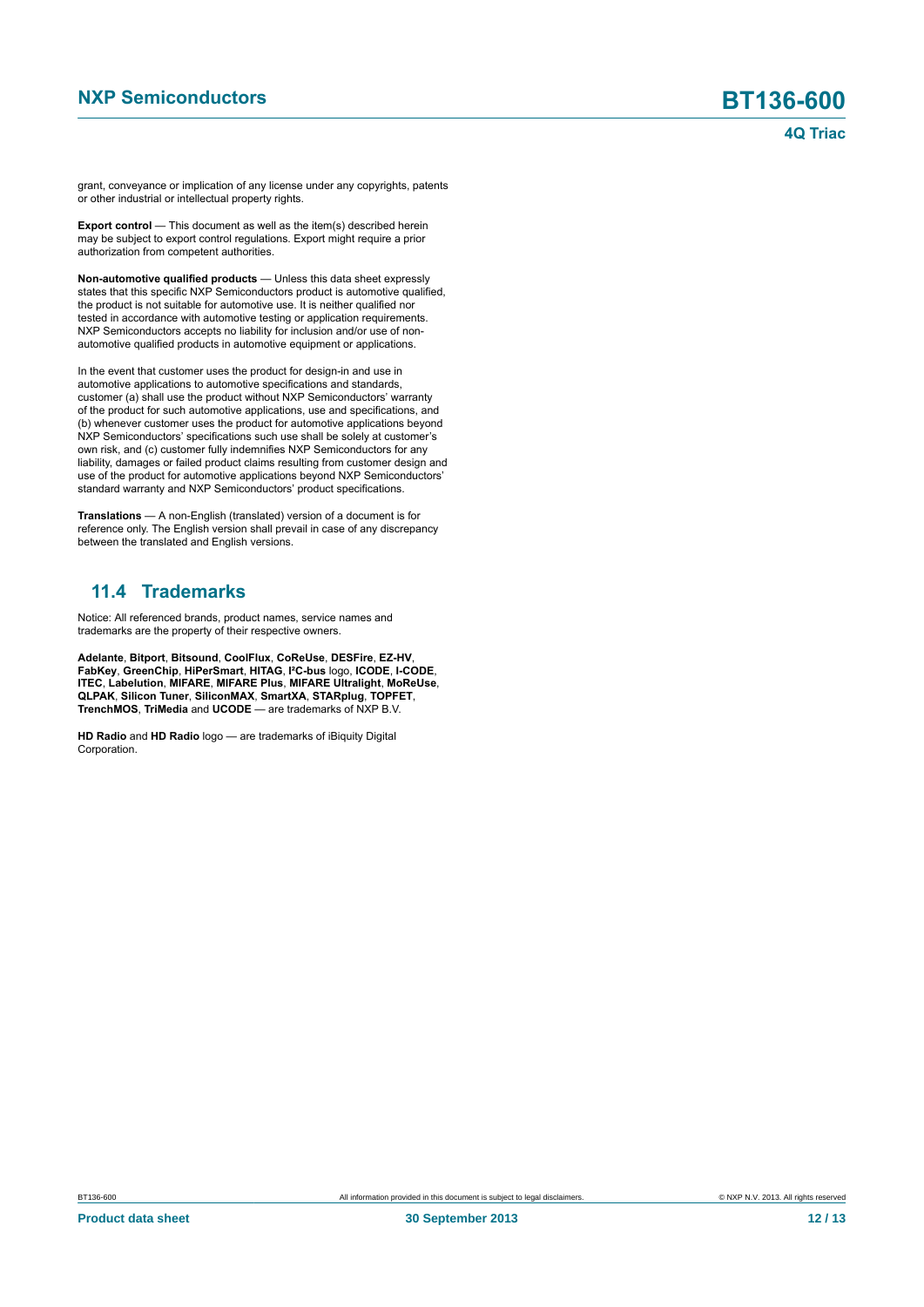grant, conveyance or implication of any license under any copyrights, patents or other industrial or intellectual property rights.

**Export control** — This document as well as the item(s) described herein may be subject to export control regulations. Export might require a prior authorization from competent authorities.

**Non-automotive qualified products** — Unless this data sheet expressly states that this specific NXP Semiconductors product is automotive qualified, the product is not suitable for automotive use. It is neither qualified nor tested in accordance with automotive testing or application requirements. NXP Semiconductors accepts no liability for inclusion and/or use of non-automotive qualified products in automotive equipment or applications.

In the event that customer uses the product for design-in and use in automotive applications to automotive specifications and standards, customer (a) shall use the product without NXP Semiconductors' warranty of the product for such automotive applications, use and specifications, and (b) whenever customer uses the product for automotive applications beyond NXP Semiconductors' specifications such use shall be solely at customer's own risk, and (c) customer fully indemnifies NXP Semiconductors for any liability, damages or failed product claims resulting from customer design and use of the product for automotive applications beyond NXP Semiconductors' standard warranty and NXP Semiconductors' product specifications.

**Translations** — A non-English (translated) version of a document is for reference only. The English version shall prevail in case of any discrepancy between the translated and English versions.

## 11.4 Trademarks

Notice: All referenced brands, product names, service names and trademarks are the property of their respective owners.

**Adelante**, **Bitport**, **Bitsound**, **CoolFlux**, **CoReUse**, **DESFire**, **EZ-HV**, **FabKey**, **GreenChip**, **HiPerSmart**, **HITAG**, **I²C-bus** logo, **ICODE**, **I-CODE**, **ITEC**, **Labelution**, **MIFARE**, **MIFARE Plus**, **MIFARE Ultralight**, **MoReUse**, **QLPAK**, **Silicon Tuner**, **SiliconMAX**, **SmartXA**, **STARplug**, **TOPFET**, **TrenchMOS**, **TriMedia** and **UCODE** — are trademarks of NXP B.V.

**HD Radio** and **HD Radio** logo — are trademarks of iBiquity Digital Corporation.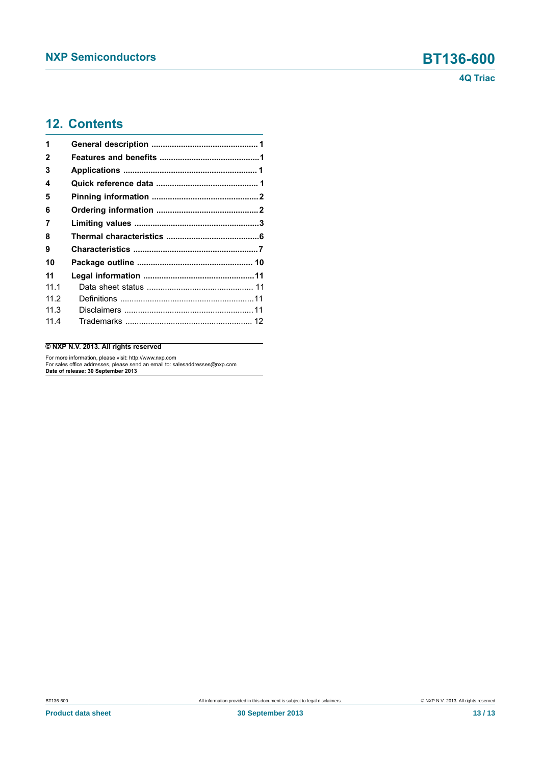## 12. Contents

| | | |
|---|---|---|
| **1** | **General description** | **1** |
| **2** | **Features and benefits** | **1** |
| **3** | **Applications** | **1** |
| **4** | **Quick reference data** | **1** |
| **5** | **Pinning information** | **2** |
| **6** | **Ordering information** | **2** |
| **7** | **Limiting values** | **3** |
| **8** | **Thermal characteristics** | **6** |
| **9** | **Characteristics** | **7** |
| **10** | **Package outline** | **10** |
| **11** | **Legal information** | **11** |
| 11.1 | Data sheet status | 11 |
| 11.2 | Definitions | 11 |
| 11.3 | Disclaimers | 11 |
| 11.4 | Trademarks | 12 |

**© NXP N.V. 2013. All rights reserved**

For more information, please visit: http://www.nxp.com
For sales office addresses, please send an email to: salesaddresses@nxp.com
**Date of release: 30 September 2013**